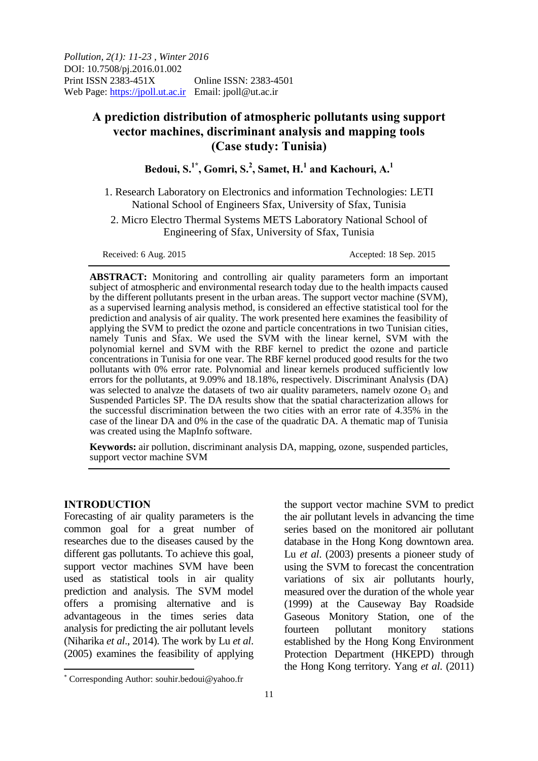*Pollution, 2(1): 11-23 , Winter 2016*
DOI: 10.7508/pj.2016.01.002
Print ISSN 2383-451X Online ISSN: 2383-4501
Web Page: https://jpoll.ut.ac.ir Email: jpoll@ut.ac.ir

# A prediction distribution of atmospheric pollutants using support vector machines, discriminant analysis and mapping tools (Case study: Tunisia)

**Bedoui, S.[1*], Gomri, S.[2], Samet, H.[1] and Kachouri, A.[1]**

1. Research Laboratory on Electronics and information Technologies: LETI National School of Engineers Sfax, University of Sfax, Tunisia
2. Micro Electro Thermal Systems METS Laboratory National School of Engineering of Sfax, University of Sfax, Tunisia

Received: 6 Aug. 2015 Accepted: 18 Sep. 2015

**ABSTRACT:** Monitoring and controlling air quality parameters form an important subject of atmospheric and environmental research today due to the health impacts caused by the different pollutants present in the urban areas. The support vector machine (SVM), as a supervised learning analysis method, is considered an effective statistical tool for the prediction and analysis of air quality. The work presented here examines the feasibility of applying the SVM to predict the ozone and particle concentrations in two Tunisian cities, namely Tunis and Sfax. We used the SVM with the linear kernel, SVM with the polynomial kernel and SVM with the RBF kernel to predict the ozone and particle concentrations in Tunisia for one year. The RBF kernel produced good results for the two pollutants with 0% error rate. Polynomial and linear kernels produced sufficiently low errors for the pollutants, at 9.09% and 18.18%, respectively. Discriminant Analysis (DA) was selected to analyze the datasets of two air quality parameters, namely ozone $O_3$ and Suspended Particles SP. The DA results show that the spatial characterization allows for the successful discrimination between the two cities with an error rate of 4.35% in the case of the linear DA and 0% in the case of the quadratic DA. A thematic map of Tunisia was created using the MapInfo software.

**Keywords:** air pollution, discriminant analysis DA, mapping, ozone, suspended particles, support vector machine SVM

## INTRODUCTION

Forecasting of air quality parameters is the common goal for a great number of researches due to the diseases caused by the different gas pollutants. To achieve this goal, support vector machines SVM have been used as statistical tools in air quality prediction and analysis. The SVM model offers a promising alternative and is advantageous in the times series data analysis for predicting the air pollutant levels (Niharika *et al*., 2014). The work by Lu *et al*. (2005) examines the feasibility of applying the support vector machine SVM to predict the air pollutant levels in advancing the time series based on the monitored air pollutant database in the Hong Kong downtown area. Lu *et al*. (2003) presents a pioneer study of using the SVM to forecast the concentration variations of six air pollutants hourly, measured over the duration of the whole year (1999) at the Causeway Bay Roadside Gaseous Monitory Station, one of the fourteen pollutant monitory stations established by the Hong Kong Environment Protection Department (HKEPD) through the Hong Kong territory. Yang *et al*. (2011)

[*] Corresponding Author: souhir.bedoui@yahoo.fr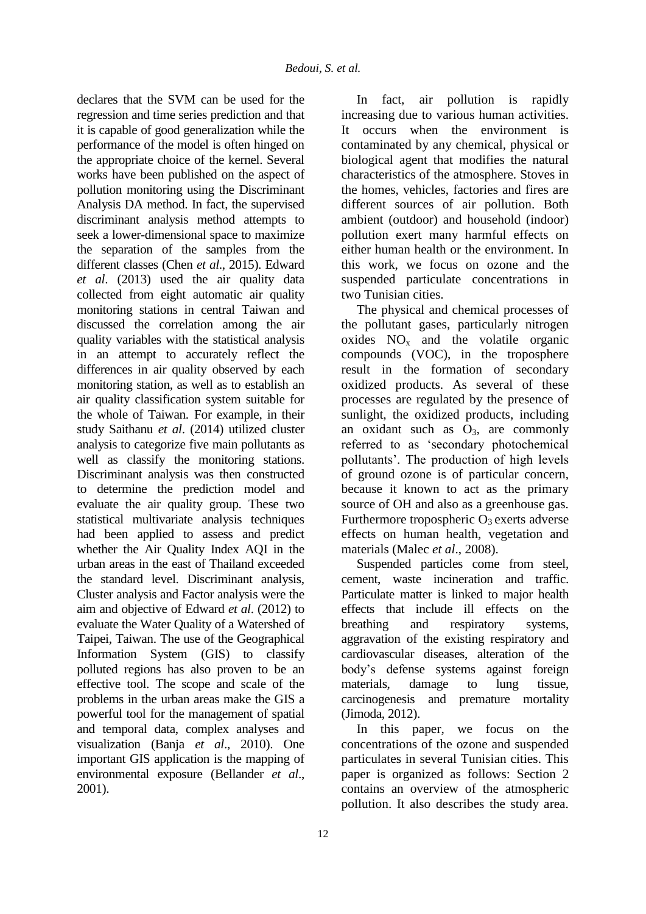declares that the SVM can be used for the regression and time series prediction and that it is capable of good generalization while the performance of the model is often hinged on the appropriate choice of the kernel. Several works have been published on the aspect of pollution monitoring using the Discriminant Analysis DA method. In fact, the supervised discriminant analysis method attempts to seek a lower-dimensional space to maximize the separation of the samples from the different classes (Chen *et al*., 2015). Edward *et al*. (2013) used the air quality data collected from eight automatic air quality monitoring stations in central Taiwan and discussed the correlation among the air quality variables with the statistical analysis in an attempt to accurately reflect the differences in air quality observed by each monitoring station, as well as to establish an air quality classification system suitable for the whole of Taiwan. For example, in their study Saithanu *et al*. (2014) utilized cluster analysis to categorize five main pollutants as well as classify the monitoring stations. Discriminant analysis was then constructed to determine the prediction model and evaluate the air quality group. These two statistical multivariate analysis techniques had been applied to assess and predict whether the Air Quality Index AQI in the urban areas in the east of Thailand exceeded the standard level. Discriminant analysis, Cluster analysis and Factor analysis were the aim and objective of Edward *et al*. (2012) to evaluate the Water Quality of a Watershed of Taipei, Taiwan. The use of the Geographical Information System (GIS) to classify polluted regions has also proven to be an effective tool. The scope and scale of the problems in the urban areas make the GIS a powerful tool for the management of spatial and temporal data, complex analyses and visualization (Banja *et al*., 2010). One important GIS application is the mapping of environmental exposure (Bellander *et al*., 2001).

In fact, air pollution is rapidly increasing due to various human activities. It occurs when the environment is contaminated by any chemical, physical or biological agent that modifies the natural characteristics of the atmosphere. Stoves in the homes, vehicles, factories and fires are different sources of air pollution. Both ambient (outdoor) and household (indoor) pollution exert many harmful effects on either human health or the environment. In this work, we focus on ozone and the suspended particulate concentrations in two Tunisian cities.

The physical and chemical processes of the pollutant gases, particularly nitrogen oxides $NO_x$ and the volatile organic compounds (VOC), in the troposphere result in the formation of secondary oxidized products. As several of these processes are regulated by the presence of sunlight, the oxidized products, including an oxidant such as $O_3$, are commonly referred to as 'secondary photochemical pollutants'. The production of high levels of ground ozone is of particular concern, because it known to act as the primary source of OH and also as a greenhouse gas. Furthermore tropospheric $O_3$ exerts adverse effects on human health, vegetation and materials (Malec *et al*., 2008).

Suspended particles come from steel, cement, waste incineration and traffic. Particulate matter is linked to major health effects that include ill effects on the breathing and respiratory systems, aggravation of the existing respiratory and cardiovascular diseases, alteration of the body's defense systems against foreign materials, damage to lung tissue, carcinogenesis and premature mortality (Jimoda, 2012).

In this paper, we focus on the concentrations of the ozone and suspended particulates in several Tunisian cities. This paper is organized as follows: Section 2 contains an overview of the atmospheric pollution. It also describes the study area.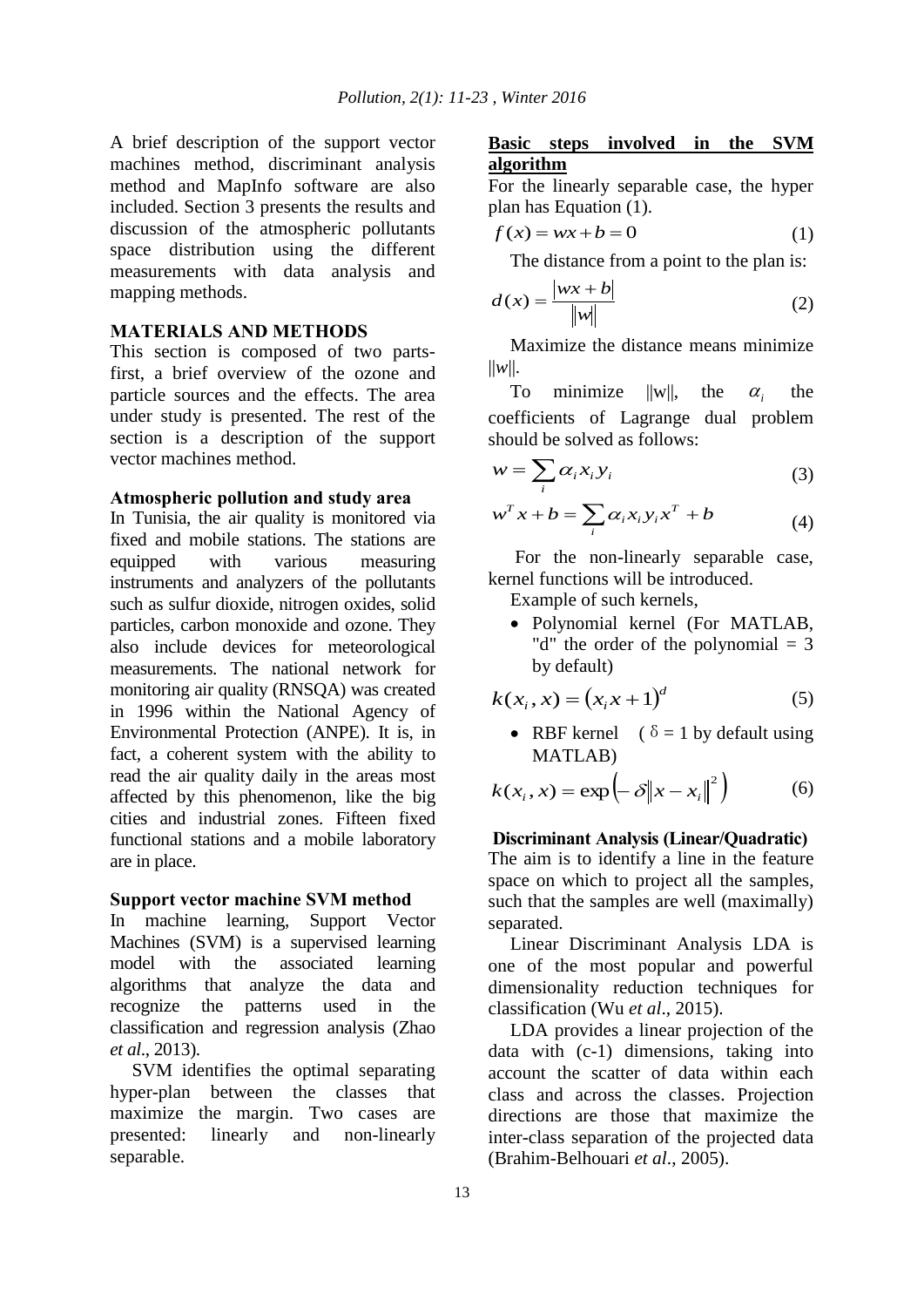A brief description of the support vector machines method, discriminant analysis method and MapInfo software are also included. Section 3 presents the results and discussion of the atmospheric pollutants space distribution using the different measurements with data analysis and mapping methods.

## MATERIALS AND METHODS

This section is composed of two parts-first, a brief overview of the ozone and particle sources and the effects. The area under study is presented. The rest of the section is a description of the support vector machines method.

### Atmospheric pollution and study area

In Tunisia, the air quality is monitored via fixed and mobile stations. The stations are equipped with various measuring instruments and analyzers of the pollutants such as sulfur dioxide, nitrogen oxides, solid particles, carbon monoxide and ozone. They also include devices for meteorological measurements. The national network for monitoring air quality (RNSQA) was created in 1996 within the National Agency of Environmental Protection (ANPE). It is, in fact, a coherent system with the ability to read the air quality daily in the areas most affected by this phenomenon, like the big cities and industrial zones. Fifteen fixed functional stations and a mobile laboratory are in place.

### Support vector machine SVM method

In machine learning, Support Vector Machines (SVM) is a supervised learning model with the associated learning algorithms that analyze the data and recognize the patterns used in the classification and regression analysis (Zhao *et al*., 2013).

SVM identifies the optimal separating hyper-plan between the classes that maximize the margin. Two cases are presented: linearly and non-linearly separable.

### Basic steps involved in the SVM algorithm

For the linearly separable case, the hyper plan has Equation (1).

$$f(x) = wx + b = 0 \tag{1}$$

The distance from a point to the plan is:

$$d(x) = \frac{|wx + b|}{\|w\|} \tag{2}$$

Maximize the distance means minimize $\|w\|$.

To minimize $\|w\|$, the $\alpha_i$ the coefficients of Lagrange dual problem should be solved as follows:

$$w = \sum_i \alpha_i x_i y_i \tag{3}$$

$$w^T x + b = \sum_i \alpha_i x_i y_i x^T + b \tag{4}$$

For the non-linearly separable case, kernel functions will be introduced.

Example of such kernels,

- Polynomial kernel (For MATLAB, "d" the order of the polynomial = 3 by default)

$$k(x_i, x) = (x_i x + 1)^d \tag{5}$$

- RBF kernel ( $\delta = 1$ by default using MATLAB)

$$k(x_i, x) = \exp\left(-\delta \|x - x_i\|^2\right) \tag{6}$$

### Discriminant Analysis (Linear/Quadratic)

The aim is to identify a line in the feature space on which to project all the samples, such that the samples are well (maximally) separated.

Linear Discriminant Analysis LDA is one of the most popular and powerful dimensionality reduction techniques for classification (Wu *et al*., 2015).

LDA provides a linear projection of the data with (c-1) dimensions, taking into account the scatter of data within each class and across the classes. Projection directions are those that maximize the inter-class separation of the projected data (Brahim-Belhouari *et al*., 2005).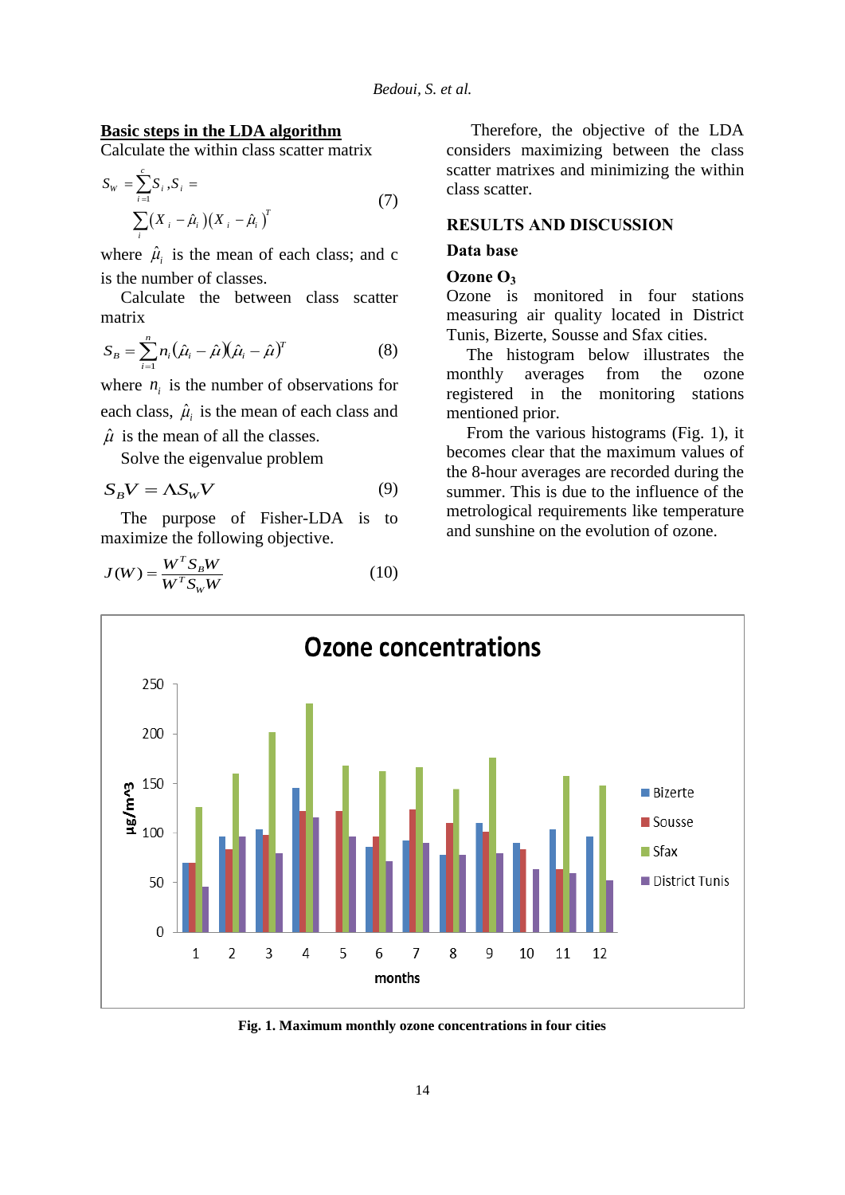**Basic steps in the LDA algorithm**

Calculate the within class scatter matrix

$$S_W = \sum_{i=1}^{c} S_i , S_i = \sum_{i} (X_i - \hat{\mu}_i)(X_i - \hat{\mu}_i)^T \quad (7)$$

where $\hat{\mu}_i$ is the mean of each class; and c is the number of classes.

Calculate the between class scatter matrix

$$S_B = \sum_{i=1}^{n} n_i (\hat{\mu}_i - \hat{\mu})(\hat{\mu}_i - \hat{\mu})^T \quad (8)$$

where $n_i$ is the number of observations for each class, $\hat{\mu}_i$ is the mean of each class and $\hat{\mu}$ is the mean of all the classes.

Solve the eigenvalue problem

$$S_B V = \Lambda S_W V \quad (9)$$

The purpose of Fisher-LDA is to maximize the following objective.

$$J(W) = \frac{W^T S_B W}{W^T S_W W} \quad (10)$$

Therefore, the objective of the LDA considers maximizing between the class scatter matrixes and minimizing the within class scatter.

## RESULTS AND DISCUSSION

### Data base

### Ozone $O_3$

Ozone is monitored in four stations measuring air quality located in District Tunis, Bizerte, Sousse and Sfax cities.

The histogram below illustrates the monthly averages from the ozone registered in the monitoring stations mentioned prior.

From the various histograms (Fig. 1), it becomes clear that the maximum values of the 8-hour averages are recorded during the summer. This is due to the influence of the metrological requirements like temperature and sunshine on the evolution of ozone.

**Fig. 1. Maximum monthly ozone concentrations in four cities**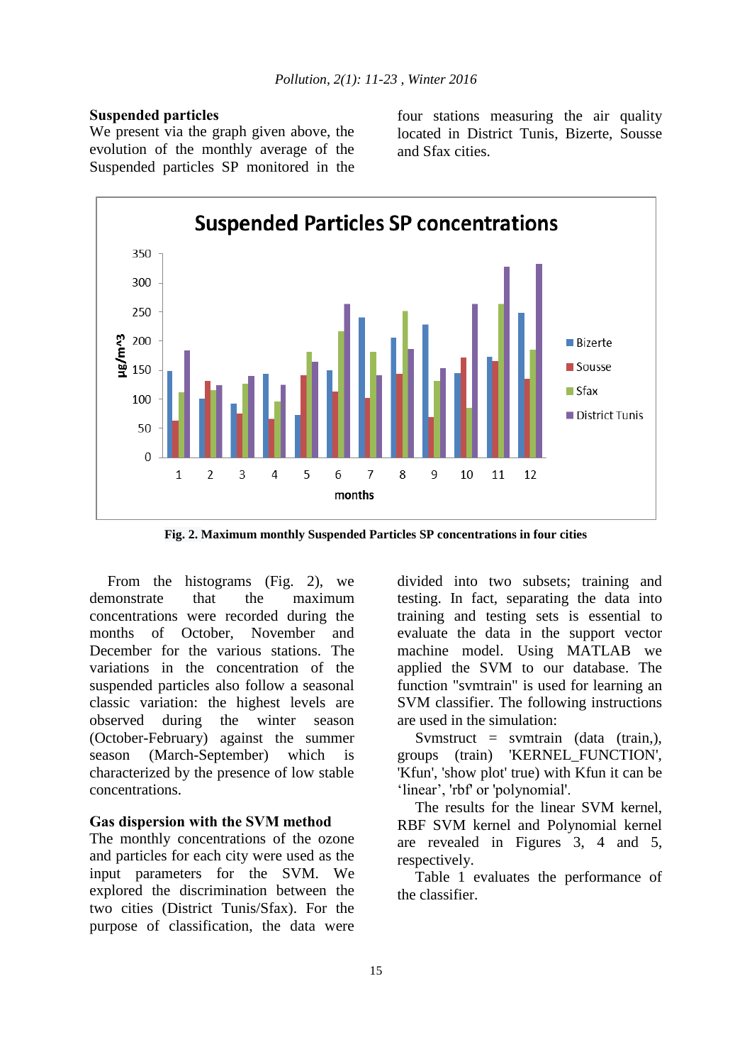### Suspended particles

We present via the graph given above, the evolution of the monthly average of the Suspended particles SP monitored in the four stations measuring the air quality located in District Tunis, Bizerte, Sousse and Sfax cities.

**Fig. 2. Maximum monthly Suspended Particles SP concentrations in four cities**

From the histograms (Fig. 2), we demonstrate that the maximum concentrations were recorded during the months of October, November and December for the various stations. The variations in the concentration of the suspended particles also follow a seasonal classic variation: the highest levels are observed during the winter season (October-February) against the summer season (March-September) which is characterized by the presence of low stable concentrations.

### Gas dispersion with the SVM method

The monthly concentrations of the ozone and particles for each city were used as the input parameters for the SVM. We explored the discrimination between the two cities (District Tunis/Sfax). For the purpose of classification, the data were divided into two subsets; training and testing. In fact, separating the data into training and testing sets is essential to evaluate the data in the support vector machine model. Using MATLAB we applied the SVM to our database. The function "svmtrain" is used for learning an SVM classifier. The following instructions are used in the simulation:

Svmstruct = svmtrain (data (train,), groups (train) 'KERNEL_FUNCTION', 'Kfun', 'show plot' true) with Kfun it can be 'linear', 'rbf' or 'polynomial'.

The results for the linear SVM kernel, RBF SVM kernel and Polynomial kernel are revealed in Figures 3, 4 and 5, respectively.

Table 1 evaluates the performance of the classifier.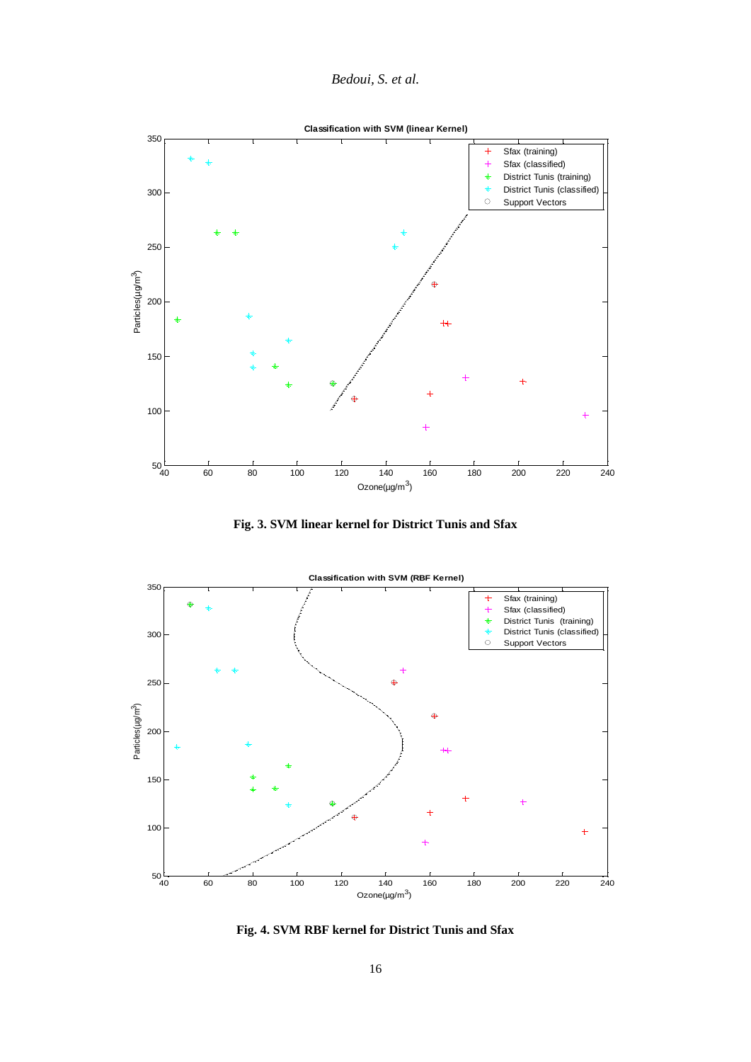Fig. 3. SVM linear kernel for District Tunis and Sfax

Fig. 4. SVM RBF kernel for District Tunis and Sfax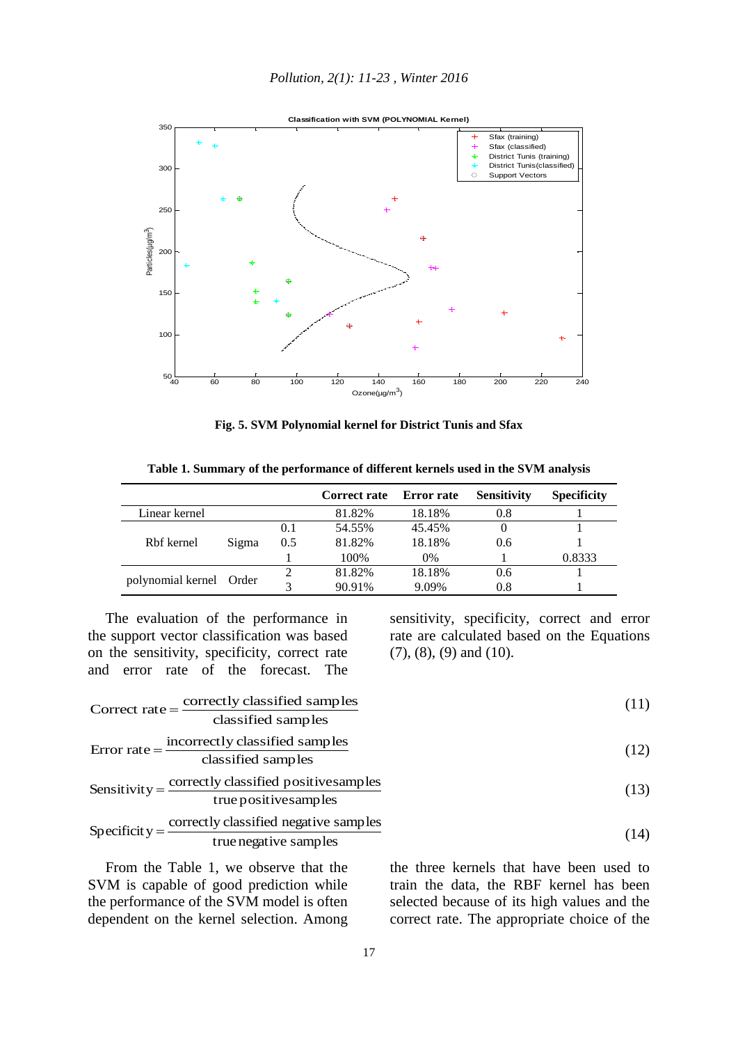Fig. 5. SVM Polynomial kernel for District Tunis and Sfax

**Table 1. Summary of the performance of different kernels used in the SVM analysis**

| | | | Correct rate | Error rate | Sensitivity | Specificity |
|---|---|---|---|---|---|---|
| Linear kernel | | | 81.82% | 18.18% | 0.8 | 1 |
| Rbf kernel | Sigma | 0.1 | 54.55% | 45.45% | 0 | 1 |
| | | 0.5 | 81.82% | 18.18% | 0.6 | 1 |
| | | 1 | 100% | 0% | 1 | 0.8333 |
| polynomial kernel | Order | 2 | 81.82% | 18.18% | 0.6 | 1 |
| | | 3 | 90.91% | 9.09% | 0.8 | 1 |

The evaluation of the performance in the support vector classification was based on the sensitivity, specificity, correct rate and error rate of the forecast. The sensitivity, specificity, correct and error rate are calculated based on the Equations (7), (8), (9) and (10).

$$\text{Correct rate} = \frac{\text{correctly classified samples}}{\text{classified samples}} \tag{11}$$

$$\text{Error rate} = \frac{\text{incorrectly classified samples}}{\text{classified samples}} \tag{12}$$

$$\text{Sensitivity} = \frac{\text{correctly classified positive samples}}{\text{true positive samples}} \tag{13}$$

$$\text{Specificity} = \frac{\text{correctly classified negative samples}}{\text{true negative samples}} \tag{14}$$

From the Table 1, we observe that the SVM is capable of good prediction while the performance of the SVM model is often dependent on the kernel selection. Among the three kernels that have been used to train the data, the RBF kernel has been selected because of its high values and the correct rate. The appropriate choice of the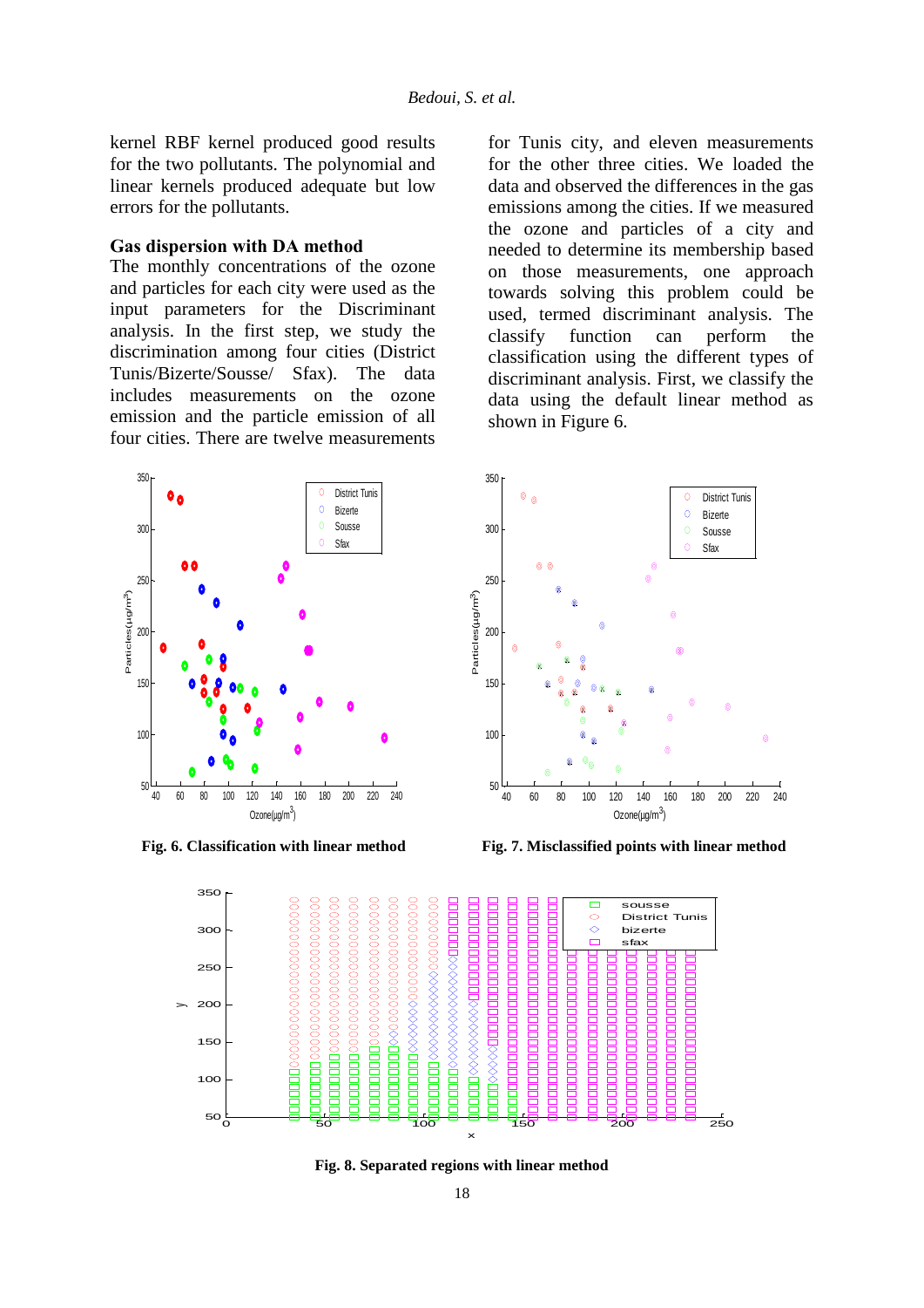kernel RBF kernel produced good results for the two pollutants. The polynomial and linear kernels produced adequate but low errors for the pollutants.

## Gas dispersion with DA method

The monthly concentrations of the ozone and particles for each city were used as the input parameters for the Discriminant analysis. In the first step, we study the discrimination among four cities (District Tunis/Bizerte/Sousse/ Sfax). The data includes measurements on the ozone emission and the particle emission of all four cities. There are twelve measurements for Tunis city, and eleven measurements for the other three cities. We loaded the data and observed the differences in the gas emissions among the cities. If we measured the ozone and particles of a city and needed to determine its membership based on those measurements, one approach towards solving this problem could be used, termed discriminant analysis. The classify function can perform the classification using the different types of discriminant analysis. First, we classify the data using the default linear method as shown in Figure 6.

**Fig. 6. Classification with linear method**

**Fig. 7. Misclassified points with linear method**

**Fig. 8. Separated regions with linear method**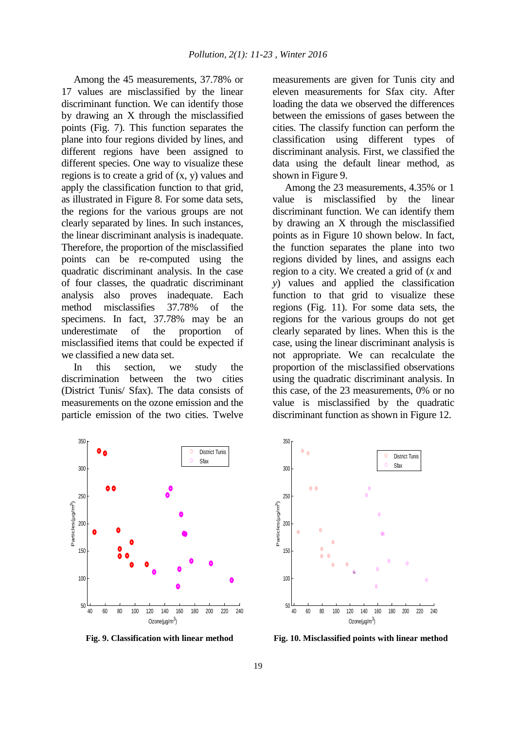Among the 45 measurements, 37.78% or 17 values are misclassified by the linear discriminant function. We can identify those by drawing an X through the misclassified points (Fig. 7). This function separates the plane into four regions divided by lines, and different regions have been assigned to different species. One way to visualize these regions is to create a grid of (x, y) values and apply the classification function to that grid, as illustrated in Figure 8. For some data sets, the regions for the various groups are not clearly separated by lines. In such instances, the linear discriminant analysis is inadequate. Therefore, the proportion of the misclassified points can be re-computed using the quadratic discriminant analysis. In the case of four classes, the quadratic discriminant analysis also proves inadequate. Each method misclassifies 37.78% of the specimens. In fact, 37.78% may be an underestimate of the proportion of misclassified items that could be expected if we classified a new data set.

In this section, we study the discrimination between the two cities (District Tunis/ Sfax). The data consists of measurements on the ozone emission and the particle emission of the two cities. Twelve measurements are given for Tunis city and eleven measurements for Sfax city. After loading the data we observed the differences between the emissions of gases between the cities. The classify function can perform the classification using different types of discriminant analysis. First, we classified the data using the default linear method, as shown in Figure 9.

Among the 23 measurements, 4.35% or 1 value is misclassified by the linear discriminant function. We can identify them by drawing an X through the misclassified points as in Figure 10 shown below. In fact, the function separates the plane into two regions divided by lines, and assigns each region to a city. We created a grid of (*x* and *y*) values and applied the classification function to that grid to visualize these regions (Fig. 11). For some data sets, the regions for the various groups do not get clearly separated by lines. When this is the case, using the linear discriminant analysis is not appropriate. We can recalculate the proportion of the misclassified observations using the quadratic discriminant analysis. In this case, of the 23 measurements, 0% or no value is misclassified by the quadratic discriminant function as shown in Figure 12.

**Fig. 9. Classification with linear method**

**Fig. 10. Misclassified points with linear method**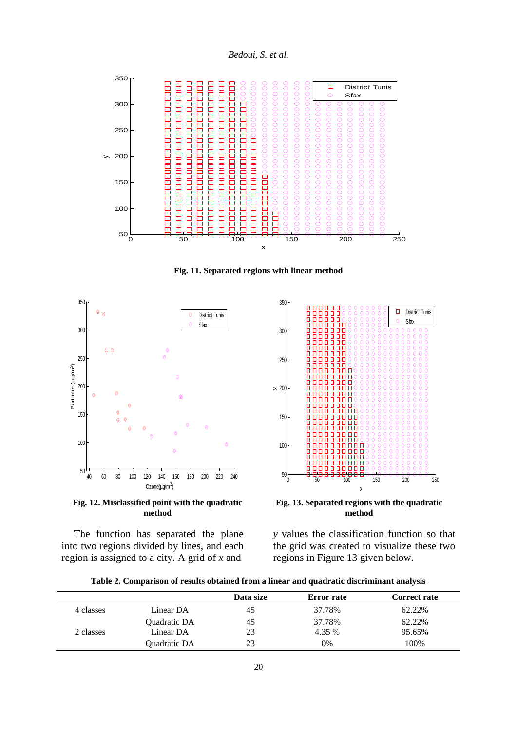Fig. 11. Separated regions with linear method

Fig. 12. Misclassified point with the quadratic method

Fig. 13. Separated regions with the quadratic method

The function has separated the plane into two regions divided by lines, and each region is assigned to a city. A grid of $x$ and $y$ values the classification function so that the grid was created to visualize these two regions in Figure 13 given below.

**Table 2. Comparison of results obtained from a linear and quadratic discriminant analysis**

| | | Data size | Error rate | Correct rate |
|---|---|---|---|---|
| 4 classes | Linear DA | 45 | 37.78% | 62.22% |
| | Quadratic DA | 45 | 37.78% | 62.22% |
| 2 classes | Linear DA | 23 | 4.35 % | 95.65% |
| | Quadratic DA | 23 | 0% | 100% |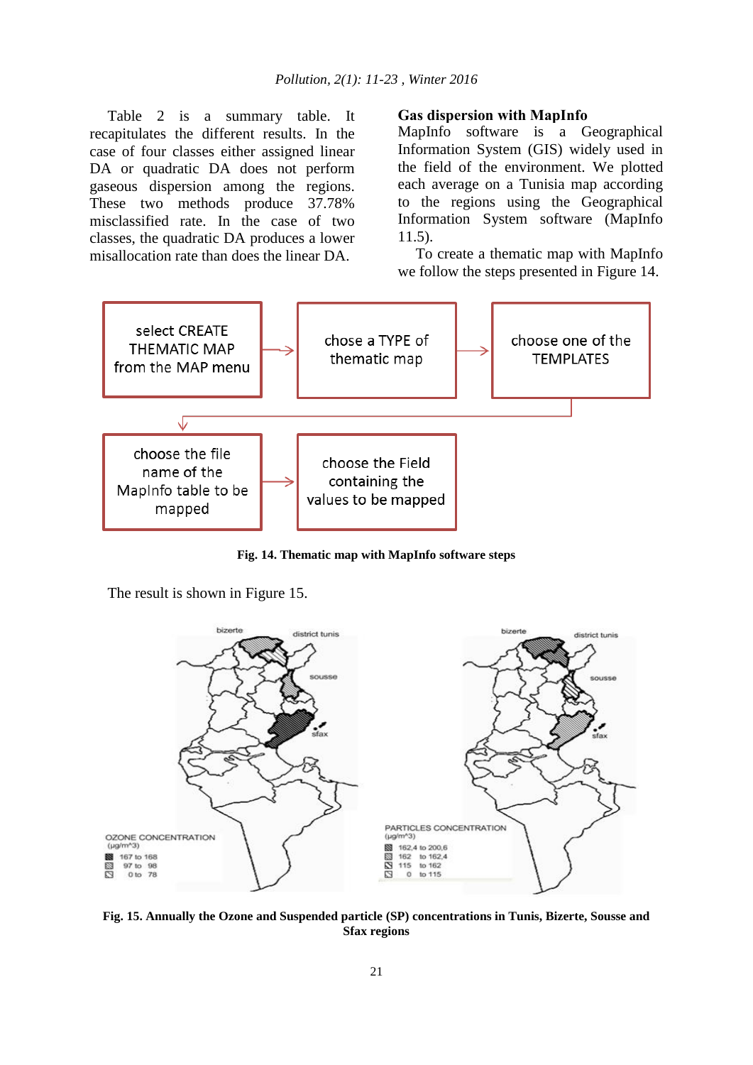Table 2 is a summary table. It recapitulates the different results. In the case of four classes either assigned linear DA or quadratic DA does not perform gaseous dispersion among the regions. These two methods produce 37.78% misclassified rate. In the case of two classes, the quadratic DA produces a lower misallocation rate than does the linear DA.

## Gas dispersion with MapInfo

MapInfo software is a Geographical Information System (GIS) widely used in the field of the environment. We plotted each average on a Tunisia map according to the regions using the Geographical Information System software (MapInfo 11.5).

To create a thematic map with MapInfo we follow the steps presented in Figure 14.

select CREATE THEMATIC MAP from the MAP menu → chose a TYPE of thematic map → choose one of the TEMPLATES → choose the file name of the MapInfo table to be mapped → choose the Field containing the values to be mapped

**Fig. 14. Thematic map with MapInfo software steps**

The result is shown in Figure 15.

**Fig. 15. Annually the Ozone and Suspended particle (SP) concentrations in Tunis, Bizerte, Sousse and Sfax regions**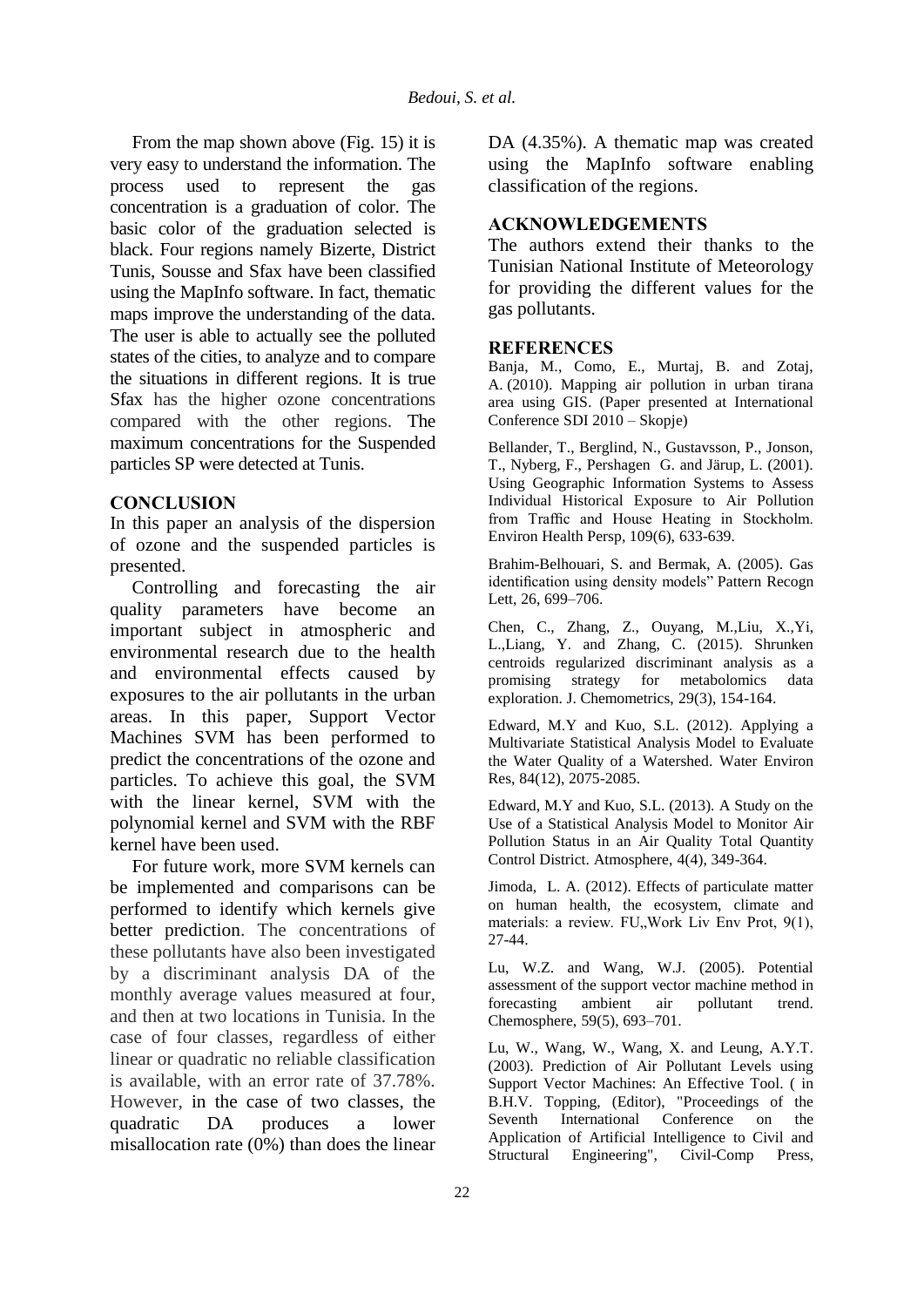From the map shown above (Fig. 15) it is very easy to understand the information. The process used to represent the gas concentration is a graduation of color. The basic color of the graduation selected is black. Four regions namely Bizerte, District Tunis, Sousse and Sfax have been classified using the MapInfo software. In fact, thematic maps improve the understanding of the data. The user is able to actually see the polluted states of the cities, to analyze and to compare the situations in different regions. It is true Sfax has the higher ozone concentrations compared with the other regions. The maximum concentrations for the Suspended particles SP were detected at Tunis.

## CONCLUSION

In this paper an analysis of the dispersion of ozone and the suspended particles is presented.

Controlling and forecasting the air quality parameters have become an important subject in atmospheric and environmental research due to the health and environmental effects caused by exposures to the air pollutants in the urban areas. In this paper, Support Vector Machines SVM has been performed to predict the concentrations of the ozone and particles. To achieve this goal, the SVM with the linear kernel, SVM with the polynomial kernel and SVM with the RBF kernel have been used.

For future work, more SVM kernels can be implemented and comparisons can be performed to identify which kernels give better prediction. The concentrations of these pollutants have also been investigated by a discriminant analysis DA of the monthly average values measured at four, and then at two locations in Tunisia. In the case of four classes, regardless of either linear or quadratic no reliable classification is available, with an error rate of 37.78%. However, in the case of two classes, the quadratic DA produces a lower misallocation rate (0%) than does the linear DA (4.35%). A thematic map was created using the MapInfo software enabling classification of the regions.

## ACKNOWLEDGEMENTS

The authors extend their thanks to the Tunisian National Institute of Meteorology for providing the different values for the gas pollutants.

## REFERENCES

Banja, M., Como, E., Murtaj, B. and Zotaj, A. (2010). Mapping air pollution in urban tirana area using GIS. (Paper presented at International Conference SDI 2010 – Skopje)

Bellander, T., Berglind, N., Gustavsson, P., Jonson, T., Nyberg, F., Pershagen G. and Järup, L. (2001). Using Geographic Information Systems to Assess Individual Historical Exposure to Air Pollution from Traffic and House Heating in Stockholm. Environ Health Persp, 109(6), 633-639.

Brahim-Belhouari, S. and Bermak, A. (2005). Gas identification using density models" Pattern Recogn Lett, 26, 699–706.

Chen, C., Zhang, Z., Ouyang, M.,Liu, X.,Yi, L.,Liang, Y. and Zhang, C. (2015). Shrunken centroids regularized discriminant analysis as a promising strategy for metabolomics data exploration. J. Chemometrics, 29(3), 154-164.

Edward, M.Y and Kuo, S.L. (2012). Applying a Multivariate Statistical Analysis Model to Evaluate the Water Quality of a Watershed. Water Environ Res, 84(12), 2075-2085.

Edward, M.Y and Kuo, S.L. (2013). A Study on the Use of a Statistical Analysis Model to Monitor Air Pollution Status in an Air Quality Total Quantity Control District. Atmosphere, 4(4), 349-364.

Jimoda, L. A. (2012). Effects of particulate matter on human health, the ecosystem, climate and materials: a review. FU,,Work Liv Env Prot, 9(1), 27-44.

Lu, W.Z. and Wang, W.J. (2005). Potential assessment of the support vector machine method in forecasting ambient air pollutant trend. Chemosphere, 59(5), 693–701.

Lu, W., Wang, W., Wang, X. and Leung, A.Y.T. (2003). Prediction of Air Pollutant Levels using Support Vector Machines: An Effective Tool. ( in B.H.V. Topping, (Editor), "Proceedings of the Seventh International Conference on the Application of Artificial Intelligence to Civil and Structural Engineering", Civil-Comp Press,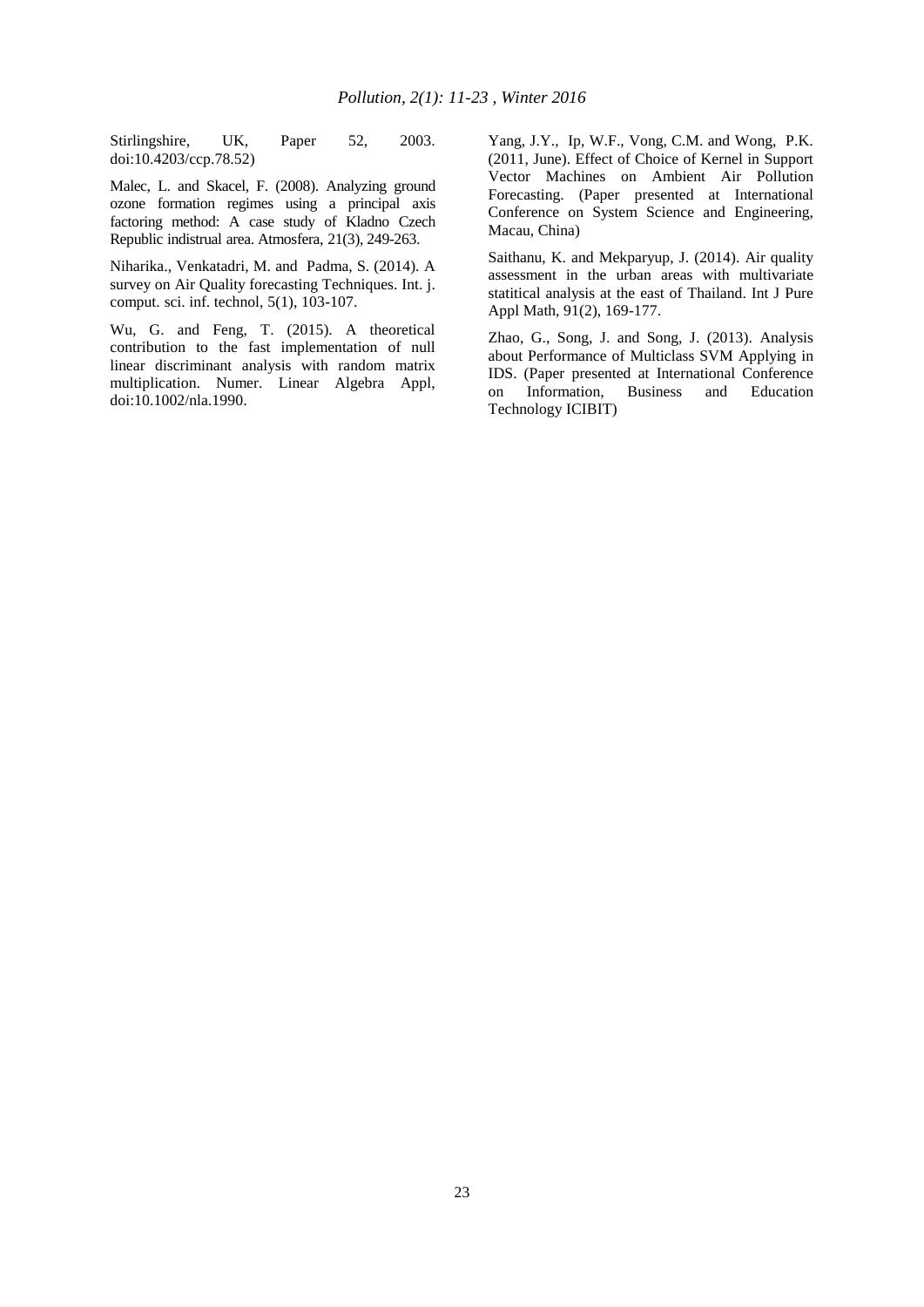Stirlingshire, UK, Paper 52, 2003. doi:10.4203/ccp.78.52)

Malec, L. and Skacel, F. (2008). Analyzing ground ozone formation regimes using a principal axis factoring method: A case study of Kladno Czech Republic indistrual area. Atmosfera, 21(3), 249-263.

Niharika., Venkatadri, M. and Padma, S. (2014). A survey on Air Quality forecasting Techniques. Int. j. comput. sci. inf. technol, 5(1), 103-107.

Wu, G. and Feng, T. (2015). A theoretical contribution to the fast implementation of null linear discriminant analysis with random matrix multiplication. Numer. Linear Algebra Appl, doi:10.1002/nla.1990.

Yang, J.Y., Ip, W.F., Vong, C.M. and Wong, P.K. (2011, June). Effect of Choice of Kernel in Support Vector Machines on Ambient Air Pollution Forecasting. (Paper presented at International Conference on System Science and Engineering, Macau, China)

Saithanu, K. and Mekparyup, J. (2014). Air quality assessment in the urban areas with multivariate statitical analysis at the east of Thailand. Int J Pure Appl Math, 91(2), 169-177.

Zhao, G., Song, J. and Song, J. (2013). Analysis about Performance of Multiclass SVM Applying in IDS. (Paper presented at International Conference on Information, Business and Education Technology ICIBIT)